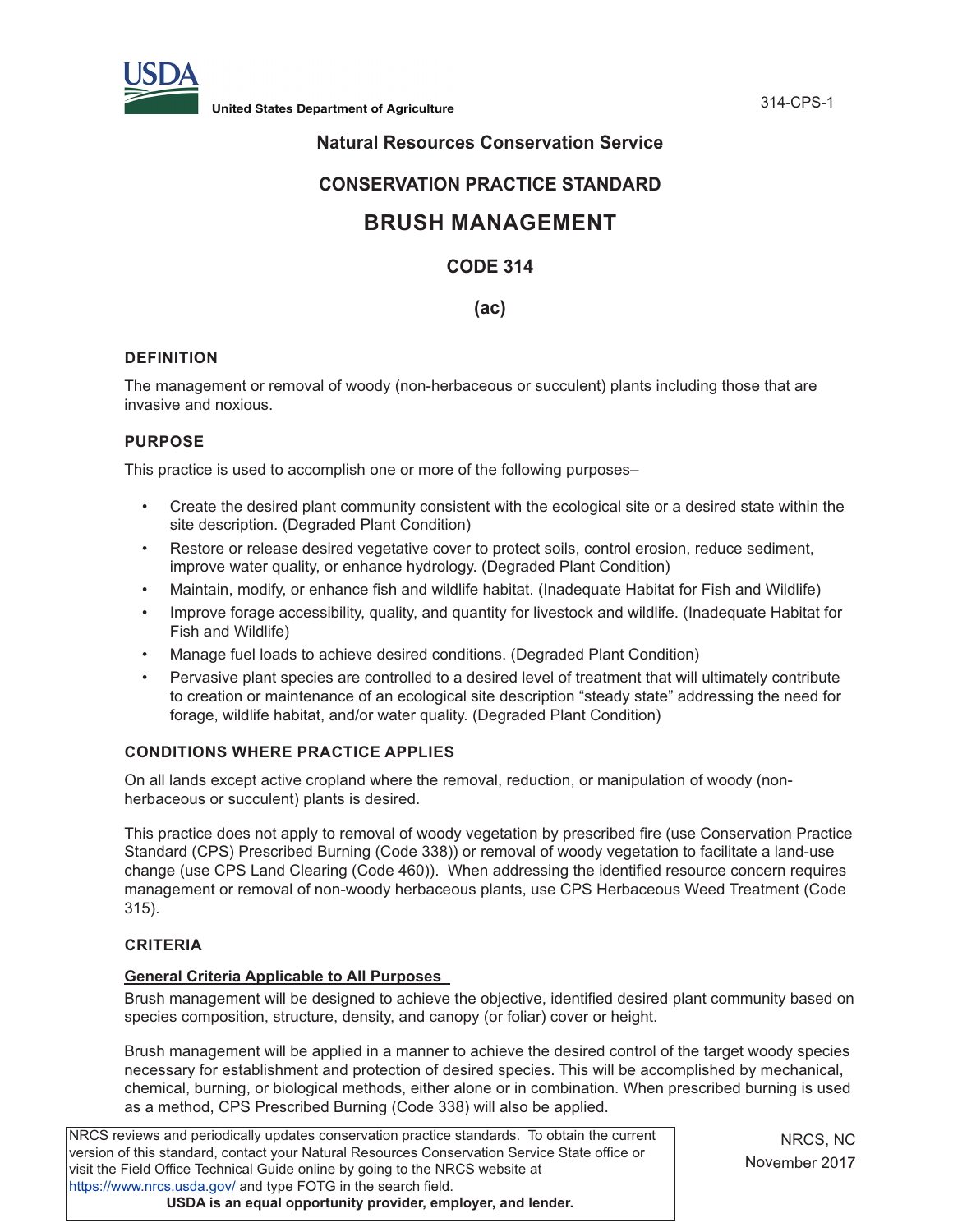United States Department of Agriculture

## Natural Resources Conservation Service

## CONSERVATION PRACTICE STANDARD

# BRUSH MANAGEMENT

## CODE 314

## (ac)

### DEFINITION

The management or removal of woody (non-herbaceous or succulent) plants including those that are invasive and noxious.

### PURPOSE

This practice is used to accomplish one or more of the following purposes–

- Create the desired plant community consistent with the ecological site or a desired state within the site description. (Degraded Plant Condition)
- Restore or release desired vegetative cover to protect soils, control erosion, reduce sediment, improve water quality, or enhance hydrology. (Degraded Plant Condition)
- Maintain, modify, or enhance fish and wildlife habitat. (Inadequate Habitat for Fish and Wildlife)
- Improve forage accessibility, quality, and quantity for livestock and wildlife. (Inadequate Habitat for Fish and Wildlife)
- Manage fuel loads to achieve desired conditions. (Degraded Plant Condition)
- Pervasive plant species are controlled to a desired level of treatment that will ultimately contribute to creation or maintenance of an ecological site description "steady state" addressing the need for forage, wildlife habitat, and/or water quality. (Degraded Plant Condition)

### CONDITIONS WHERE PRACTICE APPLIES

On all lands except active cropland where the removal, reduction, or manipulation of woody (non-herbaceous or succulent) plants is desired.

This practice does not apply to removal of woody vegetation by prescribed fire (use Conservation Practice Standard (CPS) Prescribed Burning (Code 338)) or removal of woody vegetation to facilitate a land-use change (use CPS Land Clearing (Code 460)). When addressing the identified resource concern requires management or removal of non-woody herbaceous plants, use CPS Herbaceous Weed Treatment (Code 315).

### CRITERIA

**General Criteria Applicable to All Purposes**

Brush management will be designed to achieve the objective, identified desired plant community based on species composition, structure, density, and canopy (or foliar) cover or height.

Brush management will be applied in a manner to achieve the desired control of the target woody species necessary for establishment and protection of desired species. This will be accomplished by mechanical, chemical, burning, or biological methods, either alone or in combination. When prescribed burning is used as a method, CPS Prescribed Burning (Code 338) will also be applied.

NRCS reviews and periodically updates conservation practice standards. To obtain the current version of this standard, contact your Natural Resources Conservation Service State office or visit the Field Office Technical Guide online by going to the NRCS website at https://www.nrcs.usda.gov/ and type FOTG in the search field.

**USDA is an equal opportunity provider, employer, and lender.**

NRCS, NC
November 2017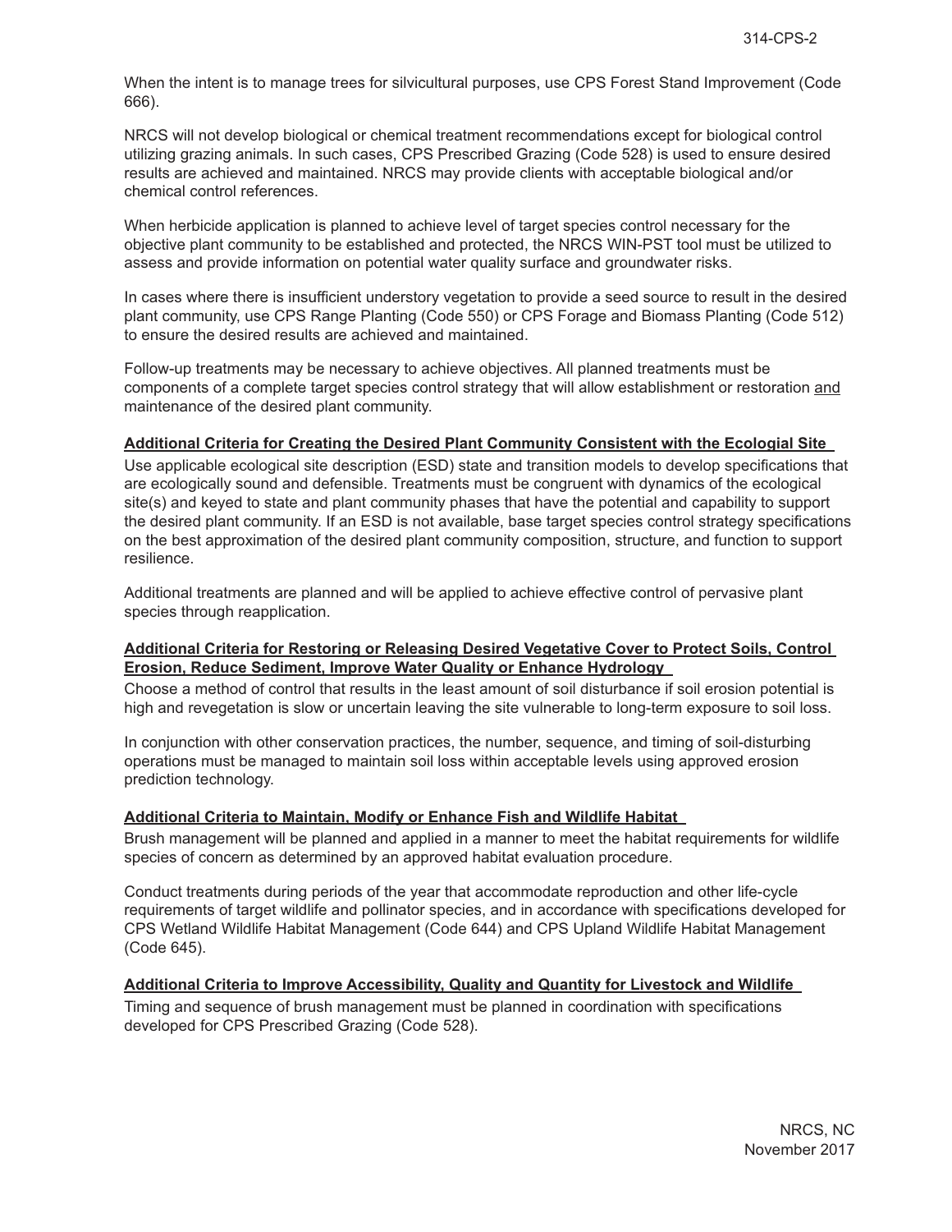When the intent is to manage trees for silvicultural purposes, use CPS Forest Stand Improvement (Code 666).

NRCS will not develop biological or chemical treatment recommendations except for biological control utilizing grazing animals. In such cases, CPS Prescribed Grazing (Code 528) is used to ensure desired results are achieved and maintained. NRCS may provide clients with acceptable biological and/or chemical control references.

When herbicide application is planned to achieve level of target species control necessary for the objective plant community to be established and protected, the NRCS WIN-PST tool must be utilized to assess and provide information on potential water quality surface and groundwater risks.

In cases where there is insufficient understory vegetation to provide a seed source to result in the desired plant community, use CPS Range Planting (Code 550) or CPS Forage and Biomass Planting (Code 512) to ensure the desired results are achieved and maintained.

Follow-up treatments may be necessary to achieve objectives. All planned treatments must be components of a complete target species control strategy that will allow establishment or restoration and maintenance of the desired plant community.

**Additional Criteria for Creating the Desired Plant Community Consistent with the Ecologial Site**

Use applicable ecological site description (ESD) state and transition models to develop specifications that are ecologically sound and defensible. Treatments must be congruent with dynamics of the ecological site(s) and keyed to state and plant community phases that have the potential and capability to support the desired plant community. If an ESD is not available, base target species control strategy specifications on the best approximation of the desired plant community composition, structure, and function to support resilience.

Additional treatments are planned and will be applied to achieve effective control of pervasive plant species through reapplication.

**Additional Criteria for Restoring or Releasing Desired Vegetative Cover to Protect Soils, Control Erosion, Reduce Sediment, Improve Water Quality or Enhance Hydrology**

Choose a method of control that results in the least amount of soil disturbance if soil erosion potential is high and revegetation is slow or uncertain leaving the site vulnerable to long-term exposure to soil loss.

In conjunction with other conservation practices, the number, sequence, and timing of soil-disturbing operations must be managed to maintain soil loss within acceptable levels using approved erosion prediction technology.

**Additional Criteria to Maintain, Modify or Enhance Fish and Wildlife Habitat**

Brush management will be planned and applied in a manner to meet the habitat requirements for wildlife species of concern as determined by an approved habitat evaluation procedure.

Conduct treatments during periods of the year that accommodate reproduction and other life-cycle requirements of target wildlife and pollinator species, and in accordance with specifications developed for CPS Wetland Wildlife Habitat Management (Code 644) and CPS Upland Wildlife Habitat Management (Code 645).

**Additional Criteria to Improve Accessibility, Quality and Quantity for Livestock and Wildlife**

Timing and sequence of brush management must be planned in coordination with specifications developed for CPS Prescribed Grazing (Code 528).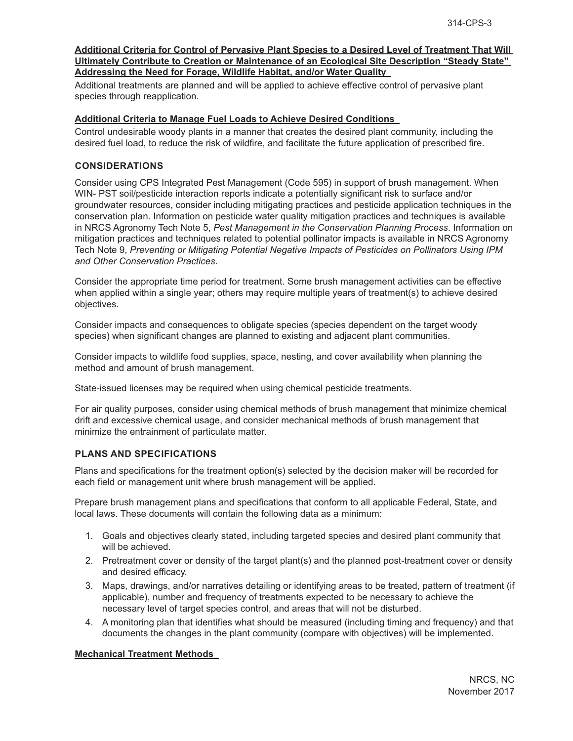**Additional Criteria for Control of Pervasive Plant Species to a Desired Level of Treatment That Will Ultimately Contribute to Creation or Maintenance of an Ecological Site Description "Steady State" Addressing the Need for Forage, Wildlife Habitat, and/or Water Quality**

Additional treatments are planned and will be applied to achieve effective control of pervasive plant species through reapplication.

**Additional Criteria to Manage Fuel Loads to Achieve Desired Conditions**

Control undesirable woody plants in a manner that creates the desired plant community, including the desired fuel load, to reduce the risk of wildfire, and facilitate the future application of prescribed fire.

## CONSIDERATIONS

Consider using CPS Integrated Pest Management (Code 595) in support of brush management. When WIN- PST soil/pesticide interaction reports indicate a potentially significant risk to surface and/or groundwater resources, consider including mitigating practices and pesticide application techniques in the conservation plan. Information on pesticide water quality mitigation practices and techniques is available in NRCS Agronomy Tech Note 5, *Pest Management in the Conservation Planning Process*. Information on mitigation practices and techniques related to potential pollinator impacts is available in NRCS Agronomy Tech Note 9, *Preventing or Mitigating Potential Negative Impacts of Pesticides on Pollinators Using IPM and Other Conservation Practices*.

Consider the appropriate time period for treatment. Some brush management activities can be effective when applied within a single year; others may require multiple years of treatment(s) to achieve desired objectives.

Consider impacts and consequences to obligate species (species dependent on the target woody species) when significant changes are planned to existing and adjacent plant communities.

Consider impacts to wildlife food supplies, space, nesting, and cover availability when planning the method and amount of brush management.

State-issued licenses may be required when using chemical pesticide treatments.

For air quality purposes, consider using chemical methods of brush management that minimize chemical drift and excessive chemical usage, and consider mechanical methods of brush management that minimize the entrainment of particulate matter.

## PLANS AND SPECIFICATIONS

Plans and specifications for the treatment option(s) selected by the decision maker will be recorded for each field or management unit where brush management will be applied.

Prepare brush management plans and specifications that conform to all applicable Federal, State, and local laws. These documents will contain the following data as a minimum:

1. Goals and objectives clearly stated, including targeted species and desired plant community that will be achieved.
2. Pretreatment cover or density of the target plant(s) and the planned post-treatment cover or density and desired efficacy.
3. Maps, drawings, and/or narratives detailing or identifying areas to be treated, pattern of treatment (if applicable), number and frequency of treatments expected to be necessary to achieve the necessary level of target species control, and areas that will not be disturbed.
4. A monitoring plan that identifies what should be measured (including timing and frequency) and that documents the changes in the plant community (compare with objectives) will be implemented.

**Mechanical Treatment Methods**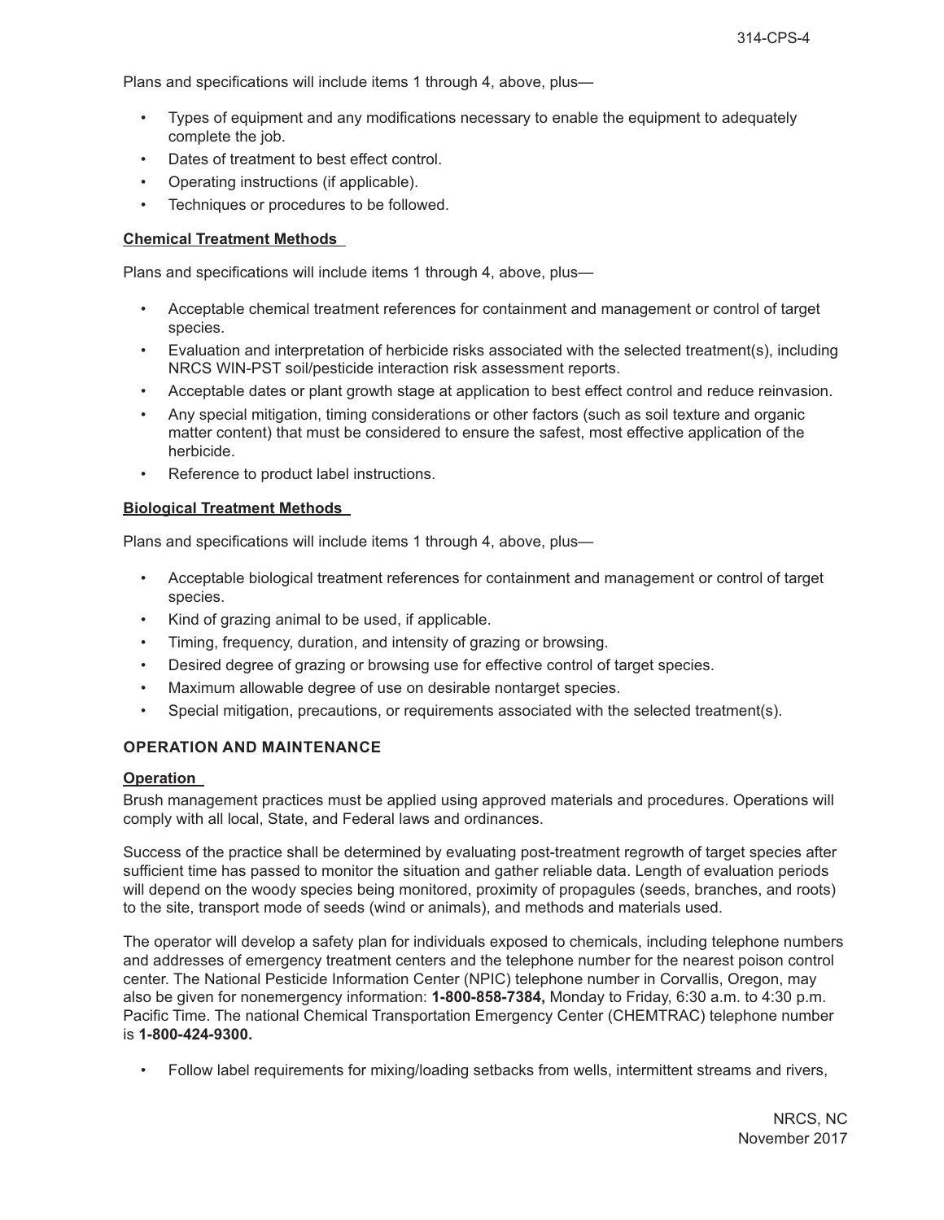Plans and specifications will include items 1 through 4, above, plus—

- Types of equipment and any modifications necessary to enable the equipment to adequately complete the job.
- Dates of treatment to best effect control.
- Operating instructions (if applicable).
- Techniques or procedures to be followed.

**Chemical Treatment Methods**

Plans and specifications will include items 1 through 4, above, plus—

- Acceptable chemical treatment references for containment and management or control of target species.
- Evaluation and interpretation of herbicide risks associated with the selected treatment(s), including NRCS WIN-PST soil/pesticide interaction risk assessment reports.
- Acceptable dates or plant growth stage at application to best effect control and reduce reinvasion.
- Any special mitigation, timing considerations or other factors (such as soil texture and organic matter content) that must be considered to ensure the safest, most effective application of the herbicide.
- Reference to product label instructions.

**Biological Treatment Methods**

Plans and specifications will include items 1 through 4, above, plus—

- Acceptable biological treatment references for containment and management or control of target species.
- Kind of grazing animal to be used, if applicable.
- Timing, frequency, duration, and intensity of grazing or browsing.
- Desired degree of grazing or browsing use for effective control of target species.
- Maximum allowable degree of use on desirable nontarget species.
- Special mitigation, precautions, or requirements associated with the selected treatment(s).

## OPERATION AND MAINTENANCE

**Operation**

Brush management practices must be applied using approved materials and procedures. Operations will comply with all local, State, and Federal laws and ordinances.

Success of the practice shall be determined by evaluating post-treatment regrowth of target species after sufficient time has passed to monitor the situation and gather reliable data. Length of evaluation periods will depend on the woody species being monitored, proximity of propagules (seeds, branches, and roots) to the site, transport mode of seeds (wind or animals), and methods and materials used.

The operator will develop a safety plan for individuals exposed to chemicals, including telephone numbers and addresses of emergency treatment centers and the telephone number for the nearest poison control center. The National Pesticide Information Center (NPIC) telephone number in Corvallis, Oregon, may also be given for nonemergency information: **1-800-858-7384,** Monday to Friday, 6:30 a.m. to 4:30 p.m. Pacific Time. The national Chemical Transportation Emergency Center (CHEMTRAC) telephone number is **1-800-424-9300.**

- Follow label requirements for mixing/loading setbacks from wells, intermittent streams and rivers,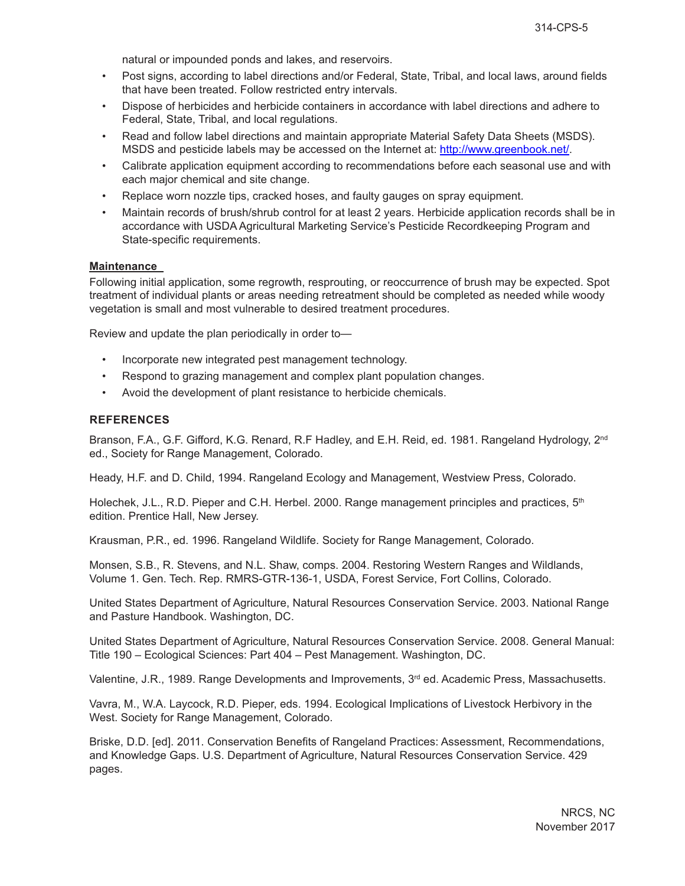natural or impounded ponds and lakes, and reservoirs.

- Post signs, according to label directions and/or Federal, State, Tribal, and local laws, around fields that have been treated. Follow restricted entry intervals.
- Dispose of herbicides and herbicide containers in accordance with label directions and adhere to Federal, State, Tribal, and local regulations.
- Read and follow label directions and maintain appropriate Material Safety Data Sheets (MSDS). MSDS and pesticide labels may be accessed on the Internet at: http://www.greenbook.net/.
- Calibrate application equipment according to recommendations before each seasonal use and with each major chemical and site change.
- Replace worn nozzle tips, cracked hoses, and faulty gauges on spray equipment.
- Maintain records of brush/shrub control for at least 2 years. Herbicide application records shall be in accordance with USDA Agricultural Marketing Service's Pesticide Recordkeeping Program and State-specific requirements.

**Maintenance**

Following initial application, some regrowth, resprouting, or reoccurrence of brush may be expected. Spot treatment of individual plants or areas needing retreatment should be completed as needed while woody vegetation is small and most vulnerable to desired treatment procedures.

Review and update the plan periodically in order to—

- Incorporate new integrated pest management technology.
- Respond to grazing management and complex plant population changes.
- Avoid the development of plant resistance to herbicide chemicals.

## REFERENCES

Branson, F.A., G.F. Gifford, K.G. Renard, R.F Hadley, and E.H. Reid, ed. 1981. Rangeland Hydrology, 2nd ed., Society for Range Management, Colorado.

Heady, H.F. and D. Child, 1994. Rangeland Ecology and Management, Westview Press, Colorado.

Holechek, J.L., R.D. Pieper and C.H. Herbel. 2000. Range management principles and practices, 5th edition. Prentice Hall, New Jersey.

Krausman, P.R., ed. 1996. Rangeland Wildlife. Society for Range Management, Colorado.

Monsen, S.B., R. Stevens, and N.L. Shaw, comps. 2004. Restoring Western Ranges and Wildlands, Volume 1. Gen. Tech. Rep. RMRS-GTR-136-1, USDA, Forest Service, Fort Collins, Colorado.

United States Department of Agriculture, Natural Resources Conservation Service. 2003. National Range and Pasture Handbook. Washington, DC.

United States Department of Agriculture, Natural Resources Conservation Service. 2008. General Manual: Title 190 – Ecological Sciences: Part 404 – Pest Management. Washington, DC.

Valentine, J.R., 1989. Range Developments and Improvements, 3rd ed. Academic Press, Massachusetts.

Vavra, M., W.A. Laycock, R.D. Pieper, eds. 1994. Ecological Implications of Livestock Herbivory in the West. Society for Range Management, Colorado.

Briske, D.D. [ed]. 2011. Conservation Benefits of Rangeland Practices: Assessment, Recommendations, and Knowledge Gaps. U.S. Department of Agriculture, Natural Resources Conservation Service. 429 pages.